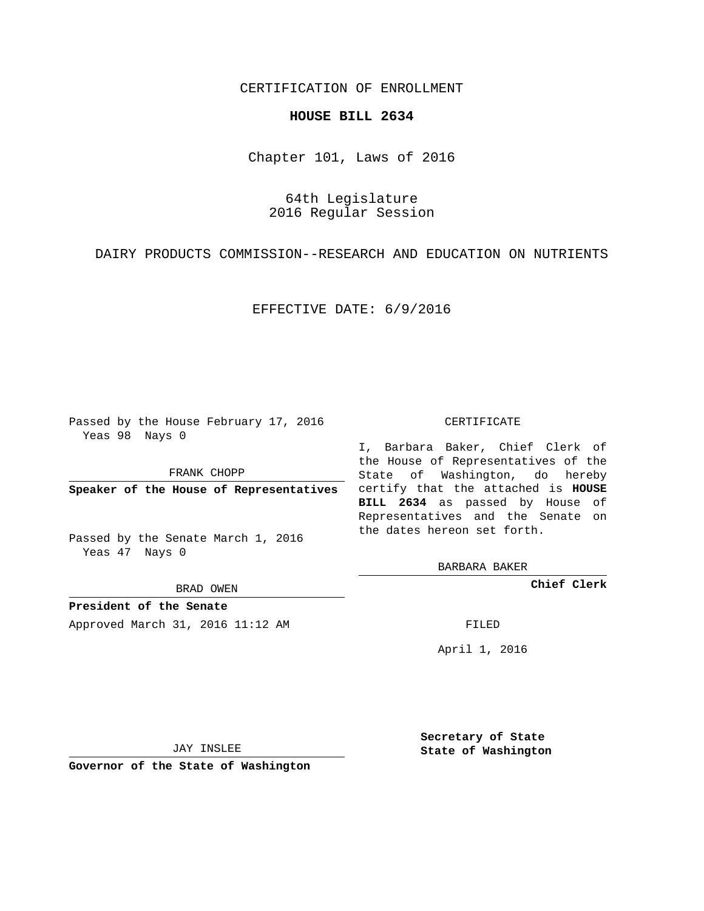CERTIFICATION OF ENROLLMENT

**HOUSE BILL 2634**

Chapter 101, Laws of 2016

64th Legislature
2016 Regular Session

DAIRY PRODUCTS COMMISSION--RESEARCH AND EDUCATION ON NUTRIENTS

EFFECTIVE DATE: 6/9/2016

Passed by the House February 17, 2016
Yeas 98 Nays 0

FRANK CHOPP

**Speaker of the House of Representatives**

Passed by the Senate March 1, 2016
Yeas 47 Nays 0

BRAD OWEN

**President of the Senate**

Approved March 31, 2016 11:12 AM

JAY INSLEE

**Governor of the State of Washington**

CERTIFICATE

I, Barbara Baker, Chief Clerk of the House of Representatives of the State of Washington, do hereby certify that the attached is **HOUSE BILL 2634** as passed by House of Representatives and the Senate on the dates hereon set forth.

BARBARA BAKER

**Chief Clerk**

FILED

April 1, 2016

**Secretary of State**
**State of Washington**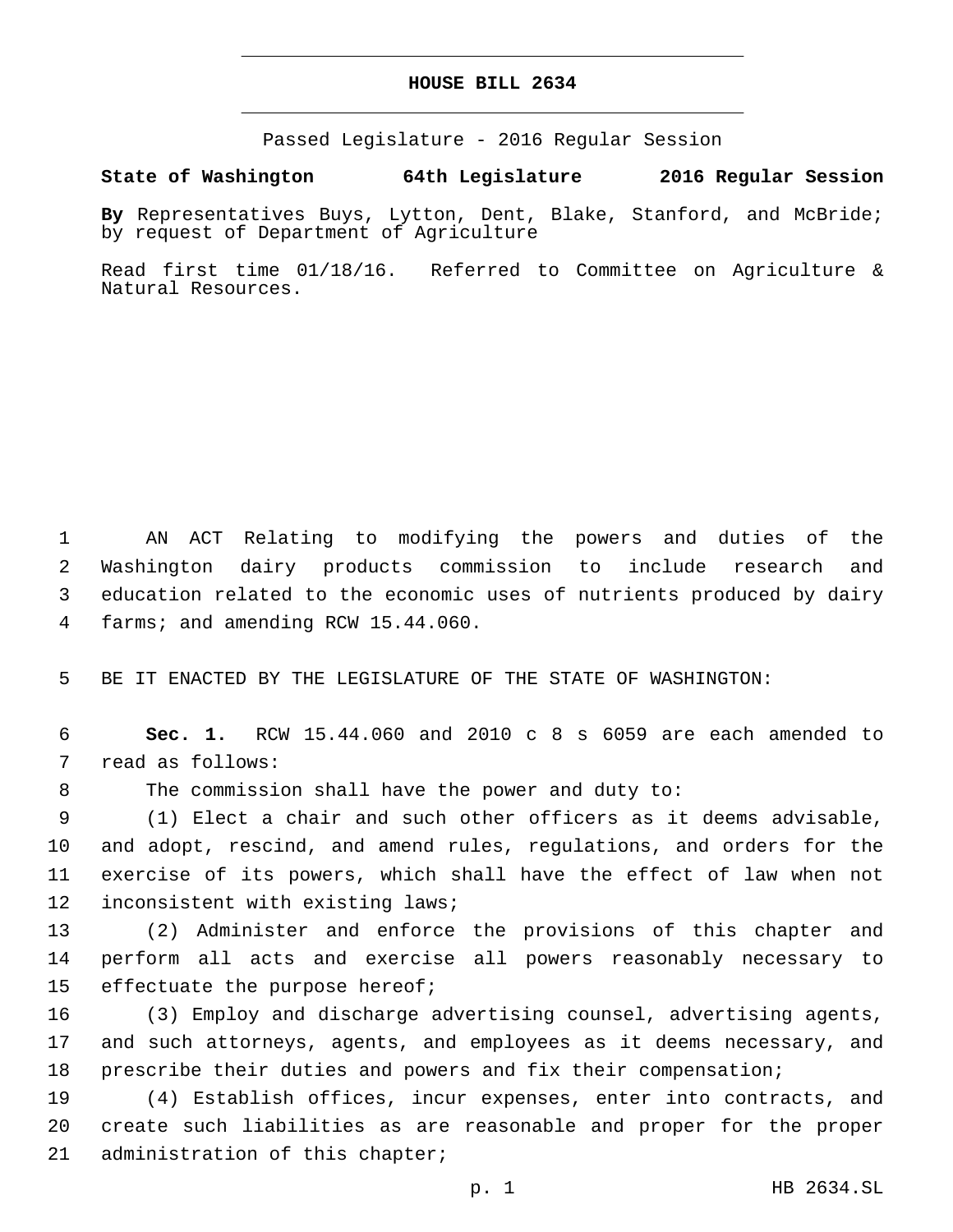# HOUSE BILL 2634

Passed Legislature - 2016 Regular Session

**State of Washington 64th Legislature 2016 Regular Session**

**By** Representatives Buys, Lytton, Dent, Blake, Stanford, and McBride; by request of Department of Agriculture

Read first time 01/18/16. Referred to Committee on Agriculture & Natural Resources.

AN ACT Relating to modifying the powers and duties of the Washington dairy products commission to include research and education related to the economic uses of nutrients produced by dairy farms; and amending RCW 15.44.060.

BE IT ENACTED BY THE LEGISLATURE OF THE STATE OF WASHINGTON:

**Sec. 1.** RCW 15.44.060 and 2010 c 8 s 6059 are each amended to read as follows:

The commission shall have the power and duty to:

(1) Elect a chair and such other officers as it deems advisable, and adopt, rescind, and amend rules, regulations, and orders for the exercise of its powers, which shall have the effect of law when not inconsistent with existing laws;

(2) Administer and enforce the provisions of this chapter and perform all acts and exercise all powers reasonably necessary to effectuate the purpose hereof;

(3) Employ and discharge advertising counsel, advertising agents, and such attorneys, agents, and employees as it deems necessary, and prescribe their duties and powers and fix their compensation;

(4) Establish offices, incur expenses, enter into contracts, and create such liabilities as are reasonable and proper for the proper administration of this chapter;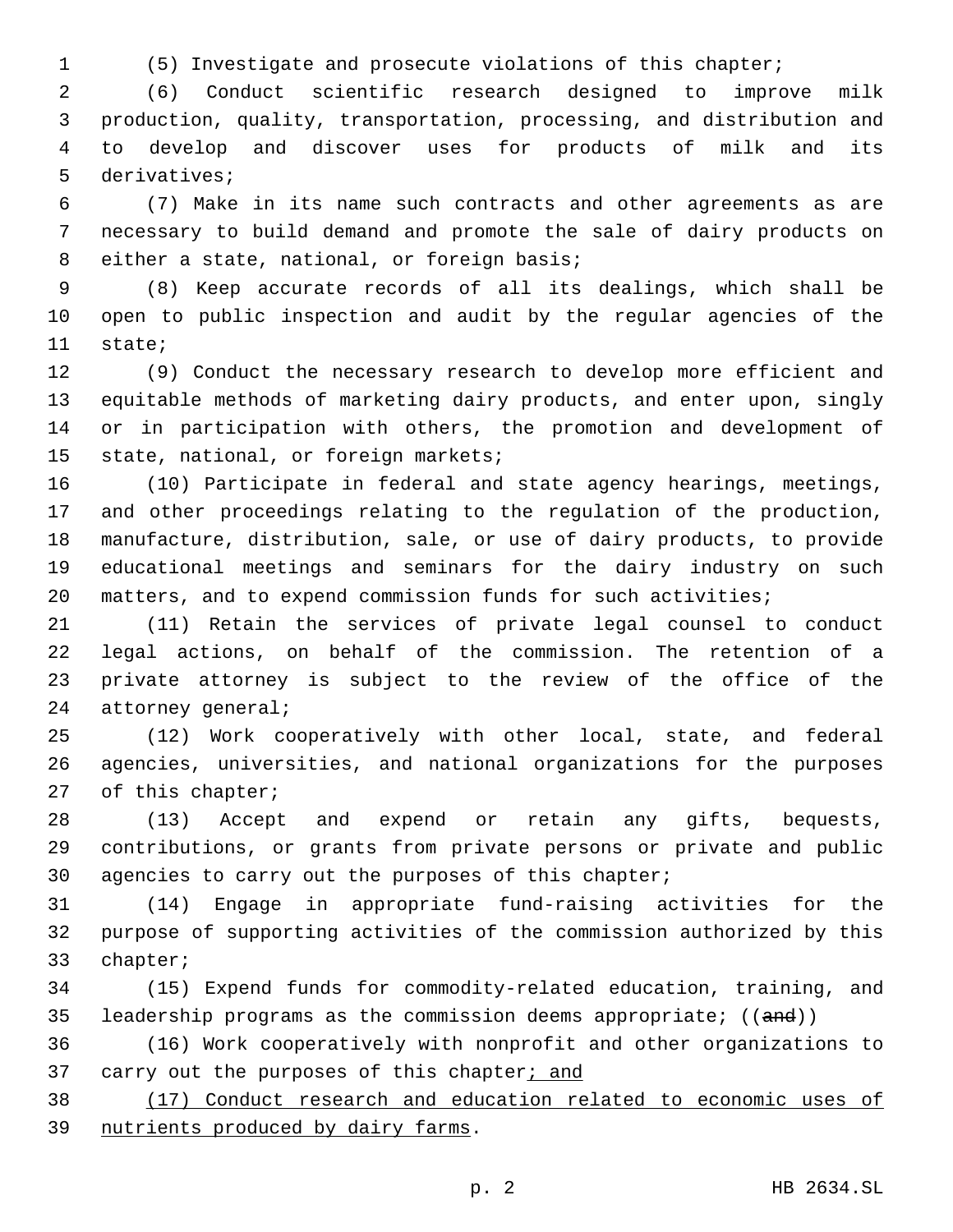(5) Investigate and prosecute violations of this chapter;

(6) Conduct scientific research designed to improve milk production, quality, transportation, processing, and distribution and to develop and discover uses for products of milk and its derivatives;

(7) Make in its name such contracts and other agreements as are necessary to build demand and promote the sale of dairy products on either a state, national, or foreign basis;

(8) Keep accurate records of all its dealings, which shall be open to public inspection and audit by the regular agencies of the state;

(9) Conduct the necessary research to develop more efficient and equitable methods of marketing dairy products, and enter upon, singly or in participation with others, the promotion and development of state, national, or foreign markets;

(10) Participate in federal and state agency hearings, meetings, and other proceedings relating to the regulation of the production, manufacture, distribution, sale, or use of dairy products, to provide educational meetings and seminars for the dairy industry on such matters, and to expend commission funds for such activities;

(11) Retain the services of private legal counsel to conduct legal actions, on behalf of the commission. The retention of a private attorney is subject to the review of the office of the attorney general;

(12) Work cooperatively with other local, state, and federal agencies, universities, and national organizations for the purposes of this chapter;

(13) Accept and expend or retain any gifts, bequests, contributions, or grants from private persons or private and public agencies to carry out the purposes of this chapter;

(14) Engage in appropriate fund-raising activities for the purpose of supporting activities of the commission authorized by this chapter;

(15) Expend funds for commodity-related education, training, and leadership programs as the commission deems appropriate; ((~~and~~))

(16) Work cooperatively with nonprofit and other organizations to carry out the purposes of this chapter<u>; and</u>

<u>(17) Conduct research and education related to economic uses of nutrients produced by dairy farms</u>.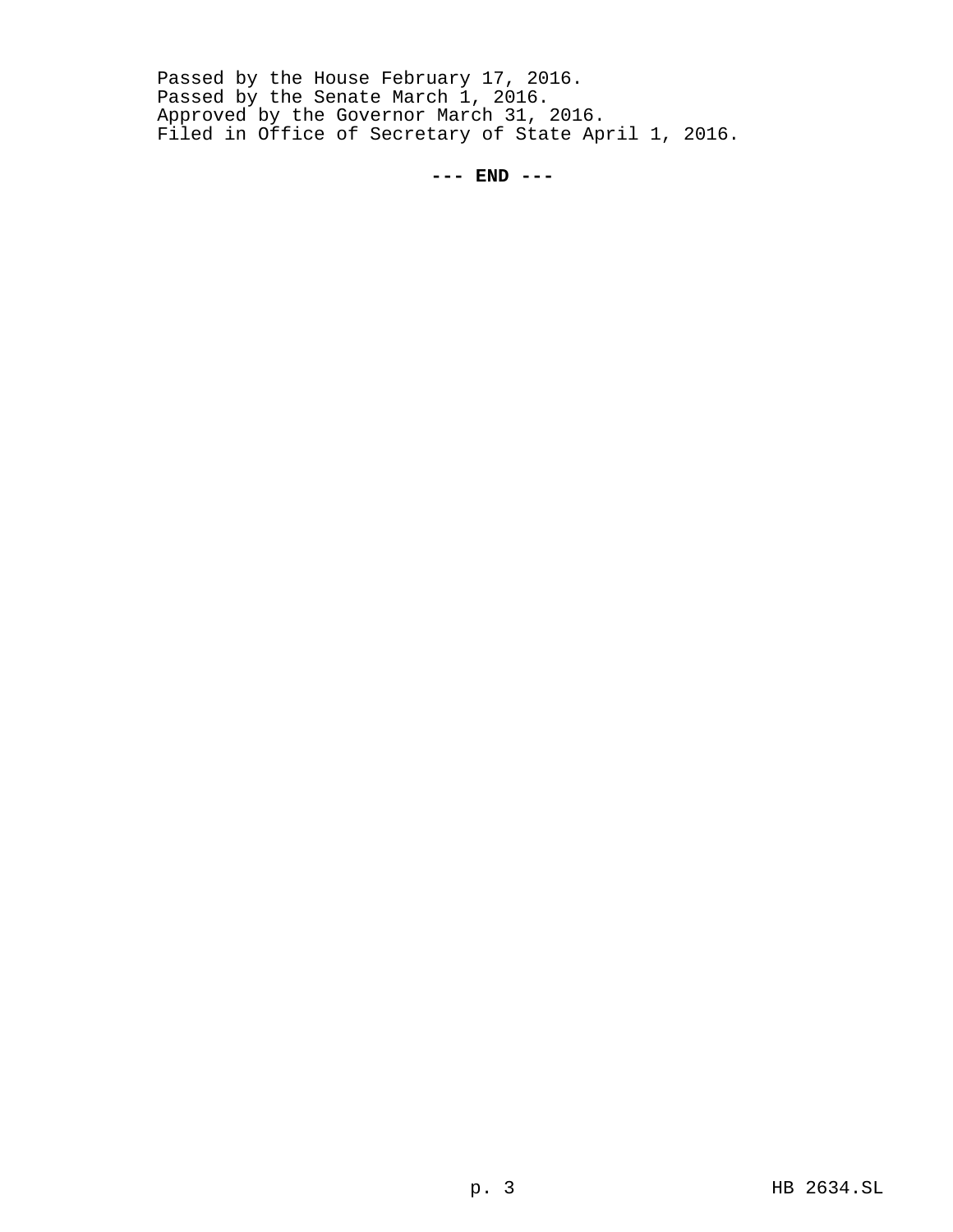Passed by the House February 17, 2016.
Passed by the Senate March 1, 2016.
Approved by the Governor March 31, 2016.
Filed in Office of Secretary of State April 1, 2016.

**--- END ---**